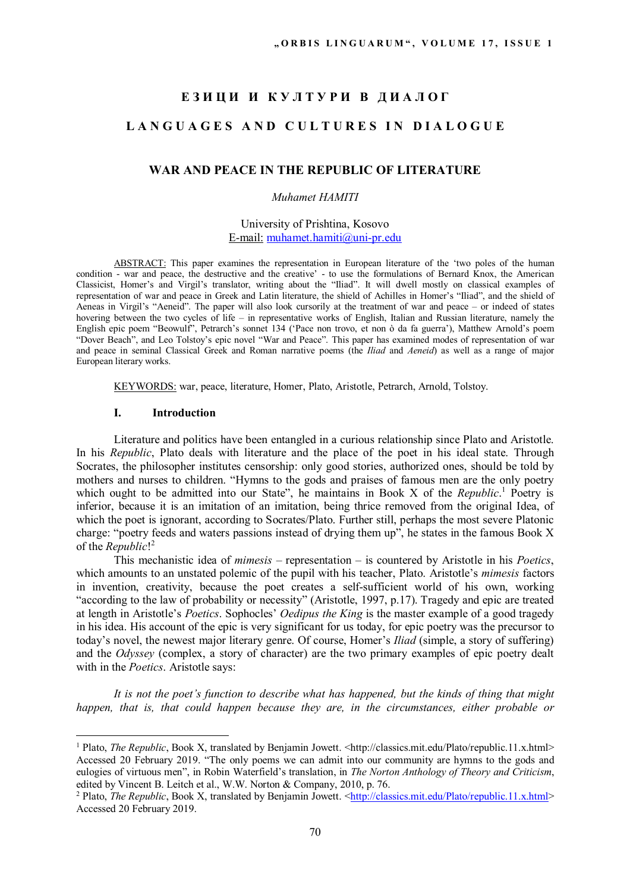# ЕЗИЦИ И КУЛТУРИ В ДИАЛОГ

# LANGUAGES AND CULTURES IN DIALOGUE

## WAR AND PEACE IN THE REPUBLIC OF LITERATURE

*Muhamet HAMITI*

University of Prishtina, Kosovo
E-mail: muhamet.hamiti@uni-pr.edu

ABSTRACT: This paper examines the representation in European literature of the 'two poles of the human condition - war and peace, the destructive and the creative' - to use the formulations of Bernard Knox, the American Classicist, Homer's and Virgil's translator, writing about the "Iliad". It will dwell mostly on classical examples of representation of war and peace in Greek and Latin literature, the shield of Achilles in Homer's "Iliad", and the shield of Aeneas in Virgil's "Aeneid". The paper will also look cursorily at the treatment of war and peace – or indeed of states hovering between the two cycles of life – in representative works of English, Italian and Russian literature, namely the English epic poem "Beowulf", Petrarch's sonnet 134 ('Pace non trovo, et non ò da fa guerra'), Matthew Arnold's poem "Dover Beach", and Leo Tolstoy's epic novel "War and Peace". This paper has examined modes of representation of war and peace in seminal Classical Greek and Roman narrative poems (the *Iliad* and *Aeneid*) as well as a range of major European literary works.

KEYWORDS: war, peace, literature, Homer, Plato, Aristotle, Petrarch, Arnold, Tolstoy.

### I. Introduction

Literature and politics have been entangled in a curious relationship since Plato and Aristotle. In his *Republic*, Plato deals with literature and the place of the poet in his ideal state. Through Socrates, the philosopher institutes censorship: only good stories, authorized ones, should be told by mothers and nurses to children. "Hymns to the gods and praises of famous men are the only poetry which ought to be admitted into our State", he maintains in Book X of the *Republic*.[1] Poetry is inferior, because it is an imitation of an imitation, being thrice removed from the original Idea, of which the poet is ignorant, according to Socrates/Plato. Further still, perhaps the most severe Platonic charge: "poetry feeds and waters passions instead of drying them up", he states in the famous Book X of the *Republic*![2]

This mechanistic idea of *mimesis* – representation – is countered by Aristotle in his *Poetics*, which amounts to an unstated polemic of the pupil with his teacher, Plato. Aristotle's *mimesis* factors in invention, creativity, because the poet creates a self-sufficient world of his own, working "according to the law of probability or necessity" (Aristotle, 1997, p.17). Tragedy and epic are treated at length in Aristotle's *Poetics*. Sophocles' *Oedipus the King* is the master example of a good tragedy in his idea. His account of the epic is very significant for us today, for epic poetry was the precursor to today's novel, the newest major literary genre. Of course, Homer's *Iliad* (simple, a story of suffering) and the *Odyssey* (complex, a story of character) are the two primary examples of epic poetry dealt with in the *Poetics*. Aristotle says:

*It is not the poet's function to describe what has happened, but the kinds of thing that might happen, that is, that could happen because they are, in the circumstances, either probable or*

---

[1] Plato, *The Republic*, Book X, translated by Benjamin Jowett. <http://classics.mit.edu/Plato/republic.11.x.html> Accessed 20 February 2019. "The only poems we can admit into our community are hymns to the gods and eulogies of virtuous men", in Robin Waterfield's translation, in *The Norton Anthology of Theory and Criticism*, edited by Vincent B. Leitch et al., W.W. Norton & Company, 2010, p. 76.

[2] Plato, *The Republic*, Book X, translated by Benjamin Jowett. <http://classics.mit.edu/Plato/republic.11.x.html> Accessed 20 February 2019.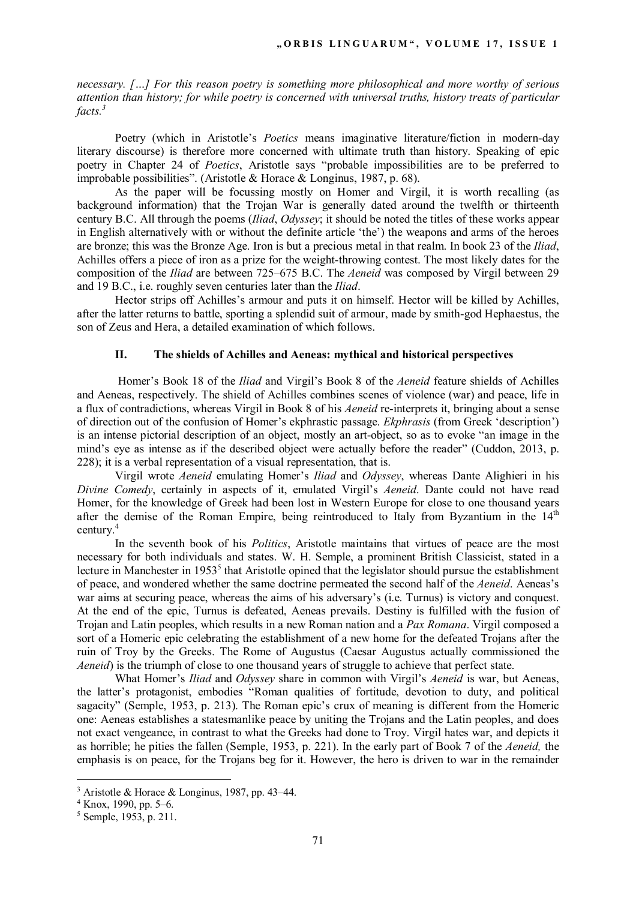*necessary. […] For this reason poetry is something more philosophical and more worthy of serious attention than history; for while poetry is concerned with universal truths, history treats of particular facts.*[3]

Poetry (which in Aristotle's *Poetics* means imaginative literature/fiction in modern-day literary discourse) is therefore more concerned with ultimate truth than history. Speaking of epic poetry in Chapter 24 of *Poetics*, Aristotle says "probable impossibilities are to be preferred to improbable possibilities". (Aristotle & Horace & Longinus, 1987, p. 68).

As the paper will be focussing mostly on Homer and Virgil, it is worth recalling (as background information) that the Trojan War is generally dated around the twelfth or thirteenth century B.C. All through the poems (*Iliad*, *Odyssey*; it should be noted the titles of these works appear in English alternatively with or without the definite article 'the') the weapons and arms of the heroes are bronze; this was the Bronze Age. Iron is but a precious metal in that realm. In book 23 of the *Iliad*, Achilles offers a piece of iron as a prize for the weight-throwing contest. The most likely dates for the composition of the *Iliad* are between 725–675 B.C. The *Aeneid* was composed by Virgil between 29 and 19 B.C., i.e. roughly seven centuries later than the *Iliad*.

Hector strips off Achilles's armour and puts it on himself. Hector will be killed by Achilles, after the latter returns to battle, sporting a splendid suit of armour, made by smith-god Hephaestus, the son of Zeus and Hera, a detailed examination of which follows.

## II. The shields of Achilles and Aeneas: mythical and historical perspectives

Homer's Book 18 of the *Iliad* and Virgil's Book 8 of the *Aeneid* feature shields of Achilles and Aeneas, respectively. The shield of Achilles combines scenes of violence (war) and peace, life in a flux of contradictions, whereas Virgil in Book 8 of his *Aeneid* re-interprets it, bringing about a sense of direction out of the confusion of Homer's ekphrastic passage. *Ekphrasis* (from Greek 'description') is an intense pictorial description of an object, mostly an art-object, so as to evoke "an image in the mind's eye as intense as if the described object were actually before the reader" (Cuddon, 2013, p. 228); it is a verbal representation of a visual representation, that is.

Virgil wrote *Aeneid* emulating Homer's *Iliad* and *Odyssey*, whereas Dante Alighieri in his *Divine Comedy*, certainly in aspects of it, emulated Virgil's *Aeneid*. Dante could not have read Homer, for the knowledge of Greek had been lost in Western Europe for close to one thousand years after the demise of the Roman Empire, being reintroduced to Italy from Byzantium in the 14th century.[4]

In the seventh book of his *Politics*, Aristotle maintains that virtues of peace are the most necessary for both individuals and states. W. H. Semple, a prominent British Classicist, stated in a lecture in Manchester in 1953[5] that Aristotle opined that the legislator should pursue the establishment of peace, and wondered whether the same doctrine permeated the second half of the *Aeneid*. Aeneas's war aims at securing peace, whereas the aims of his adversary's (i.e. Turnus) is victory and conquest. At the end of the epic, Turnus is defeated, Aeneas prevails. Destiny is fulfilled with the fusion of Trojan and Latin peoples, which results in a new Roman nation and a *Pax Romana*. Virgil composed a sort of a Homeric epic celebrating the establishment of a new home for the defeated Trojans after the ruin of Troy by the Greeks. The Rome of Augustus (Caesar Augustus actually commissioned the *Aeneid*) is the triumph of close to one thousand years of struggle to achieve that perfect state.

What Homer's *Iliad* and *Odyssey* share in common with Virgil's *Aeneid* is war, but Aeneas, the latter's protagonist, embodies "Roman qualities of fortitude, devotion to duty, and political sagacity" (Semple, 1953, p. 213). The Roman epic's crux of meaning is different from the Homeric one: Aeneas establishes a statesmanlike peace by uniting the Trojans and the Latin peoples, and does not exact vengeance, in contrast to what the Greeks had done to Troy. Virgil hates war, and depicts it as horrible; he pities the fallen (Semple, 1953, p. 221). In the early part of Book 7 of the *Aeneid,* the emphasis is on peace, for the Trojans beg for it. However, the hero is driven to war in the remainder

---

[3] Aristotle & Horace & Longinus, 1987, pp. 43–44.

[4] Knox, 1990, pp. 5–6.

[5] Semple, 1953, p. 211.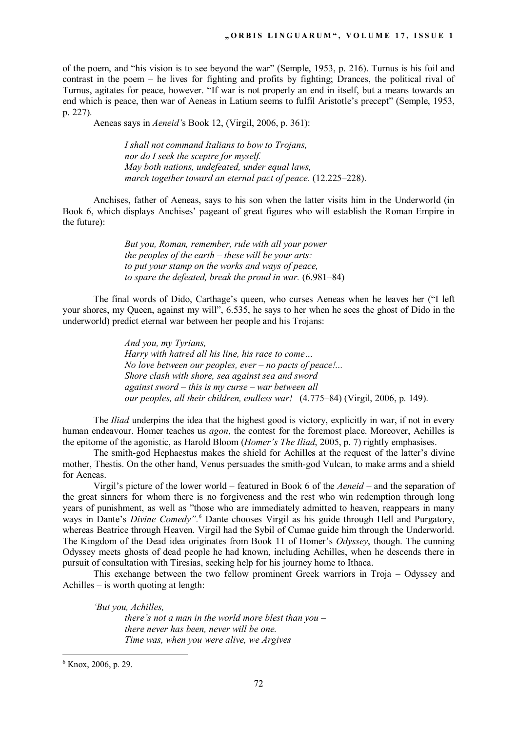of the poem, and "his vision is to see beyond the war" (Semple, 1953, p. 216). Turnus is his foil and contrast in the poem – he lives for fighting and profits by fighting; Drances, the political rival of Turnus, agitates for peace, however. "If war is not properly an end in itself, but a means towards an end which is peace, then war of Aeneas in Latium seems to fulfil Aristotle's precept" (Semple, 1953, p. 227).

Aeneas says in *Aeneid'*s Book 12, (Virgil, 2006, p. 361):

> *I shall not command Italians to bow to Trojans,*
> *nor do I seek the sceptre for myself.*
> *May both nations, undefeated, under equal laws,*
> *march together toward an eternal pact of peace.* (12.225–228).

Anchises, father of Aeneas, says to his son when the latter visits him in the Underworld (in Book 6, which displays Anchises' pageant of great figures who will establish the Roman Empire in the future):

> *But you, Roman, remember, rule with all your power*
> *the peoples of the earth – these will be your arts:*
> *to put your stamp on the works and ways of peace,*
> *to spare the defeated, break the proud in war.* (6.981–84)

The final words of Dido, Carthage's queen, who curses Aeneas when he leaves her ("I left your shores, my Queen, against my will", 6.535, he says to her when he sees the ghost of Dido in the underworld) predict eternal war between her people and his Trojans:

> *And you, my Tyrians,*
> *Harry with hatred all his line, his race to come…*
> *No love between our peoples, ever – no pacts of peace!...*
> *Shore clash with shore, sea against sea and sword*
> *against sword – this is my curse – war between all*
> *our peoples, all their children, endless war!* (4.775–84) (Virgil, 2006, p. 149).

The *Iliad* underpins the idea that the highest good is victory, explicitly in war, if not in every human endeavour. Homer teaches us *agon*, the contest for the foremost place. Moreover, Achilles is the epitome of the agonistic, as Harold Bloom (*Homer's The Iliad*, 2005, p. 7) rightly emphasises.

The smith-god Hephaestus makes the shield for Achilles at the request of the latter's divine mother, Thestis. On the other hand, Venus persuades the smith-god Vulcan, to make arms and a shield for Aeneas.

Virgil's picture of the lower world – featured in Book 6 of the *Aeneid* – and the separation of the great sinners for whom there is no forgiveness and the rest who win redemption through long years of punishment, as well as "those who are immediately admitted to heaven, reappears in many ways in Dante's *Divine Comedy"*.[6] Dante chooses Virgil as his guide through Hell and Purgatory, whereas Beatrice through Heaven. Virgil had the Sybil of Cumae guide him through the Underworld. The Kingdom of the Dead idea originates from Book 11 of Homer's *Odyssey*, though. The cunning Odyssey meets ghosts of dead people he had known, including Achilles, when he descends there in pursuit of consultation with Tiresias, seeking help for his journey home to Ithaca.

This exchange between the two fellow prominent Greek warriors in Troja – Odyssey and Achilles – is worth quoting at length:

> *'But you, Achilles,*
> *there's not a man in the world more blest than you –*
> *there never has been, never will be one.*
> *Time was, when you were alive, we Argives*

[6] Knox, 2006, p. 29.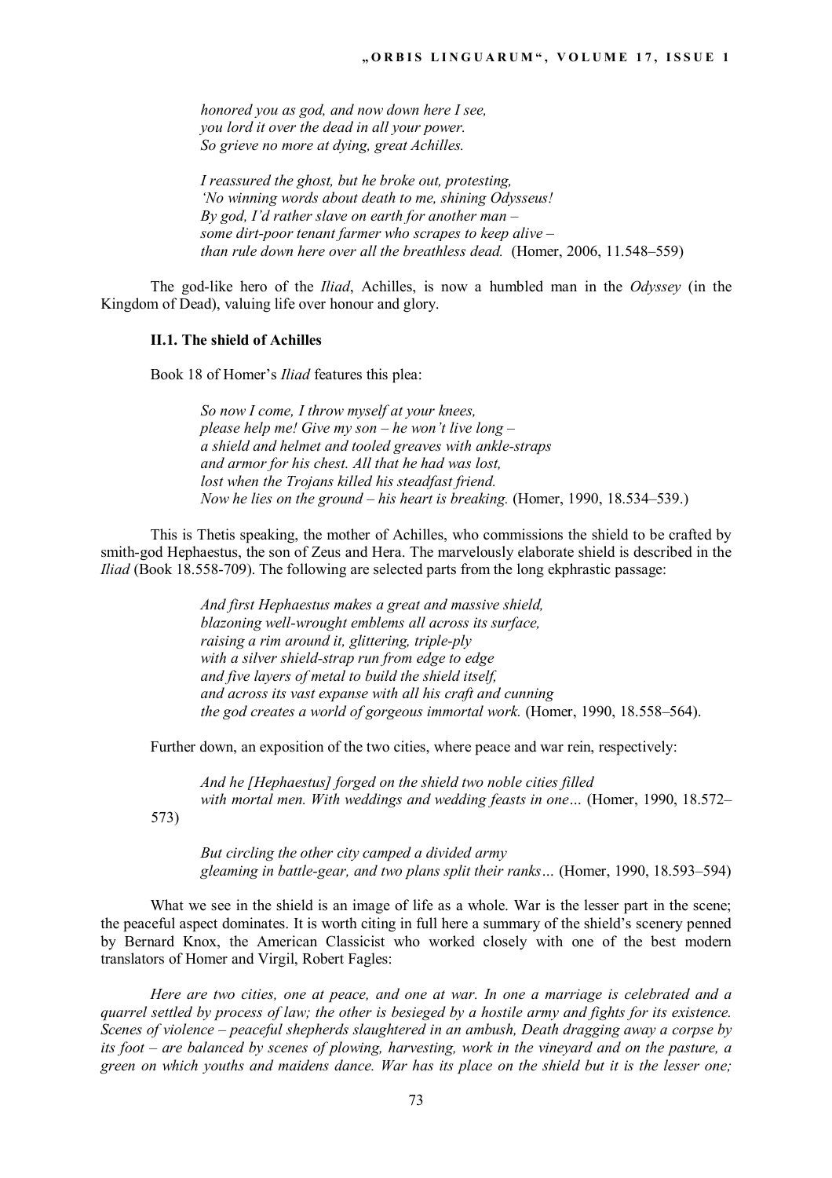*honored you as god, and now down here I see,*
*you lord it over the dead in all your power.*
*So grieve no more at dying, great Achilles.*

*I reassured the ghost, but he broke out, protesting,*
*'No winning words about death to me, shining Odysseus!*
*By god, I'd rather slave on earth for another man –*
*some dirt-poor tenant farmer who scrapes to keep alive –*
*than rule down here over all the breathless dead.* (Homer, 2006, 11.548–559)

The god-like hero of the *Iliad*, Achilles, is now a humbled man in the *Odyssey* (in the Kingdom of Dead), valuing life over honour and glory.

### II.1. The shield of Achilles

Book 18 of Homer's *Iliad* features this plea:

*So now I come, I throw myself at your knees,*
*please help me! Give my son – he won't live long –*
*a shield and helmet and tooled greaves with ankle-straps*
*and armor for his chest. All that he had was lost,*
*lost when the Trojans killed his steadfast friend.*
*Now he lies on the ground – his heart is breaking.* (Homer, 1990, 18.534–539.)

This is Thetis speaking, the mother of Achilles, who commissions the shield to be crafted by smith-god Hephaestus, the son of Zeus and Hera. The marvelously elaborate shield is described in the *Iliad* (Book 18.558-709). The following are selected parts from the long ekphrastic passage:

*And first Hephaestus makes a great and massive shield,*
*blazoning well-wrought emblems all across its surface,*
*raising a rim around it, glittering, triple-ply*
*with a silver shield-strap run from edge to edge*
*and five layers of metal to build the shield itself,*
*and across its vast expanse with all his craft and cunning*
*the god creates a world of gorgeous immortal work.* (Homer, 1990, 18.558–564).

Further down, an exposition of the two cities, where peace and war rein, respectively:

*And he [Hephaestus] forged on the shield two noble cities filled*
*with mortal men. With weddings and wedding feasts in one…* (Homer, 1990, 18.572–573)

*But circling the other city camped a divided army*
*gleaming in battle-gear, and two plans split their ranks…* (Homer, 1990, 18.593–594)

What we see in the shield is an image of life as a whole. War is the lesser part in the scene; the peaceful aspect dominates. It is worth citing in full here a summary of the shield's scenery penned by Bernard Knox, the American Classicist who worked closely with one of the best modern translators of Homer and Virgil, Robert Fagles:

*Here are two cities, one at peace, and one at war. In one a marriage is celebrated and a quarrel settled by process of law; the other is besieged by a hostile army and fights for its existence. Scenes of violence – peaceful shepherds slaughtered in an ambush, Death dragging away a corpse by its foot – are balanced by scenes of plowing, harvesting, work in the vineyard and on the pasture, a green on which youths and maidens dance. War has its place on the shield but it is the lesser one;*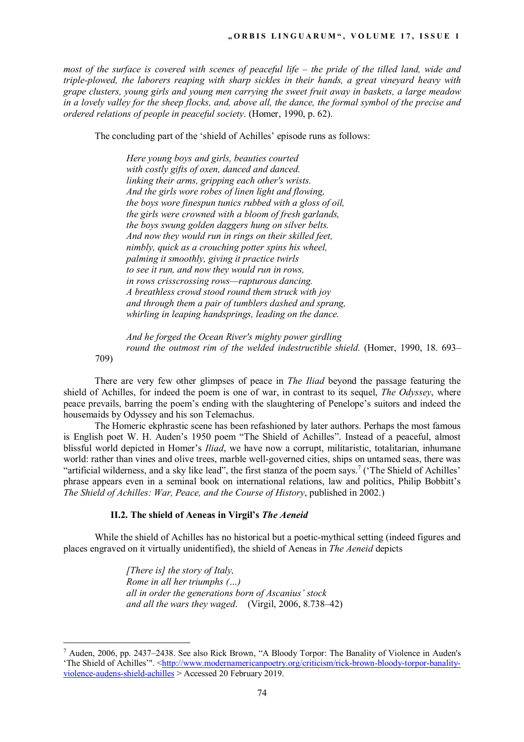*most of the surface is covered with scenes of peaceful life – the pride of the tilled land, wide and triple-plowed, the laborers reaping with sharp sickles in their hands, a great vineyard heavy with grape clusters, young girls and young men carrying the sweet fruit away in baskets, a large meadow in a lovely valley for the sheep flocks, and, above all, the dance, the formal symbol of the precise and ordered relations of people in peaceful society*. (Homer, 1990, p. 62).

The concluding part of the 'shield of Achilles' episode runs as follows:

> *Here young boys and girls, beauties courted*
> *with costly gifts of oxen, danced and danced.*
> *linking their arms, gripping each other's wrists.*
> *And the girls wore robes of linen light and flowing,*
> *the boys wore finespun tunics rubbed with a gloss of oil,*
> *the girls were crowned with a bloom of fresh garlands,*
> *the boys swung golden daggers hung on silver belts.*
> *And now they would run in rings on their skilled feet,*
> *nimbly, quick as a crouching potter spins his wheel,*
> *palming it smoothly, giving it practice twirls*
> *to see it run, and now they would run in rows,*
> *in rows crisscrossing rows—rapturous dancing.*
> *A breathless crowd stood round them struck with joy*
> *and through them a pair of tumblers dashed and sprang,*
> *whirling in leaping handsprings, leading on the dance.*
>
> *And he forged the Ocean River's mighty power girdling*
> *round the outmost rim of the welded indestructible shield.* (Homer, 1990, 18. 693–709)

There are very few other glimpses of peace in *The Iliad* beyond the passage featuring the shield of Achilles, for indeed the poem is one of war, in contrast to its sequel, *The Odyssey*, where peace prevails, barring the poem's ending with the slaughtering of Penelope's suitors and indeed the housemaids by Odyssey and his son Telemachus.

The Homeric ekphrastic scene has been refashioned by later authors. Perhaps the most famous is English poet W. H. Auden's 1950 poem "The Shield of Achilles". Instead of a peaceful, almost blissful world depicted in Homer's *Iliad*, we have now a corrupt, militaristic, totalitarian, inhumane world: rather than vines and olive trees, marble well-governed cities, ships on untamed seas, there was "artificial wilderness, and a sky like lead", the first stanza of the poem says.[7] ('The Shield of Achilles' phrase appears even in a seminal book on international relations, law and politics, Philip Bobbitt's *The Shield of Achilles: War, Peace, and the Course of History*, published in 2002.)

### II.2. The shield of Aeneas in Virgil's *The Aeneid*

While the shield of Achilles has no historical but a poetic-mythical setting (indeed figures and places engraved on it virtually unidentified), the shield of Aeneas in *The Aeneid* depicts

> *[There is] the story of Italy,*
> *Rome in all her triumphs (...)*
> *all in order the generations born of Ascanius' stock*
> *and all the wars they waged*. (Virgil, 2006, 8.738–42)

---

[7] Auden, 2006, pp. 2437–2438. See also Rick Brown, "A Bloody Torpor: The Banality of Violence in Auden's 'The Shield of Achilles'". <http://www.modernamericanpoetry.org/criticism/rick-brown-bloody-torpor-banality-violence-audens-shield-achilles > Accessed 20 February 2019.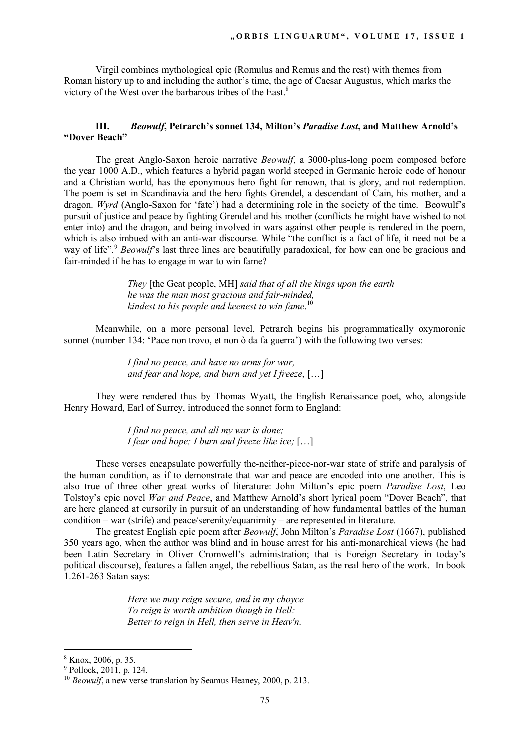Virgil combines mythological epic (Romulus and Remus and the rest) with themes from Roman history up to and including the author's time, the age of Caesar Augustus, which marks the victory of the West over the barbarous tribes of the East.[8]

### III. *Beowulf*, Petrarch's sonnet 134, Milton's *Paradise Lost*, and Matthew Arnold's "Dover Beach"

The great Anglo-Saxon heroic narrative *Beowulf*, a 3000-plus-long poem composed before the year 1000 A.D., which features a hybrid pagan world steeped in Germanic heroic code of honour and a Christian world, has the eponymous hero fight for renown, that is glory, and not redemption. The poem is set in Scandinavia and the hero fights Grendel, a descendant of Cain, his mother, and a dragon. *Wyrd* (Anglo-Saxon for 'fate') had a determining role in the society of the time. Beowulf's pursuit of justice and peace by fighting Grendel and his mother (conflicts he might have wished to not enter into) and the dragon, and being involved in wars against other people is rendered in the poem, which is also imbued with an anti-war discourse. While "the conflict is a fact of life, it need not be a way of life".[9] *Beowulf*'s last three lines are beautifully paradoxical, for how can one be gracious and fair-minded if he has to engage in war to win fame?

> *They* [the Geat people, MH] *said that of all the kings upon the earth*
> *he was the man most gracious and fair-minded,*
> *kindest to his people and keenest to win fame*.[10]

Meanwhile, on a more personal level, Petrarch begins his programmatically oxymoronic sonnet (number 134: 'Pace non trovo, et non ò da fa guerra') with the following two verses:

> *I find no peace, and have no arms for war,*
> *and fear and hope, and burn and yet I freeze*, […]

They were rendered thus by Thomas Wyatt, the English Renaissance poet, who, alongside Henry Howard, Earl of Surrey, introduced the sonnet form to England:

> *I find no peace, and all my war is done;*
> *I fear and hope; I burn and freeze like ice;* […]

These verses encapsulate powerfully the-neither-piece-nor-war state of strife and paralysis of the human condition, as if to demonstrate that war and peace are encoded into one another. This is also true of three other great works of literature: John Milton's epic poem *Paradise Lost*, Leo Tolstoy's epic novel *War and Peace*, and Matthew Arnold's short lyrical poem "Dover Beach", that are here glanced at cursorily in pursuit of an understanding of how fundamental battles of the human condition – war (strife) and peace/serenity/equanimity – are represented in literature.

The greatest English epic poem after *Beowulf*, John Milton's *Paradise Lost* (1667), published 350 years ago, when the author was blind and in house arrest for his anti-monarchical views (he had been Latin Secretary in Oliver Cromwell's administration; that is Foreign Secretary in today's political discourse), features a fallen angel, the rebellious Satan, as the real hero of the work. In book 1.261-263 Satan says:

> *Here we may reign secure, and in my choyce*
> *To reign is worth ambition though in Hell:*
> *Better to reign in Hell, then serve in Heav'n.*

---

[8] Knox, 2006, p. 35.

[9] Pollock, 2011, p. 124.

[10] *Beowulf*, a new verse translation by Seamus Heaney, 2000, p. 213.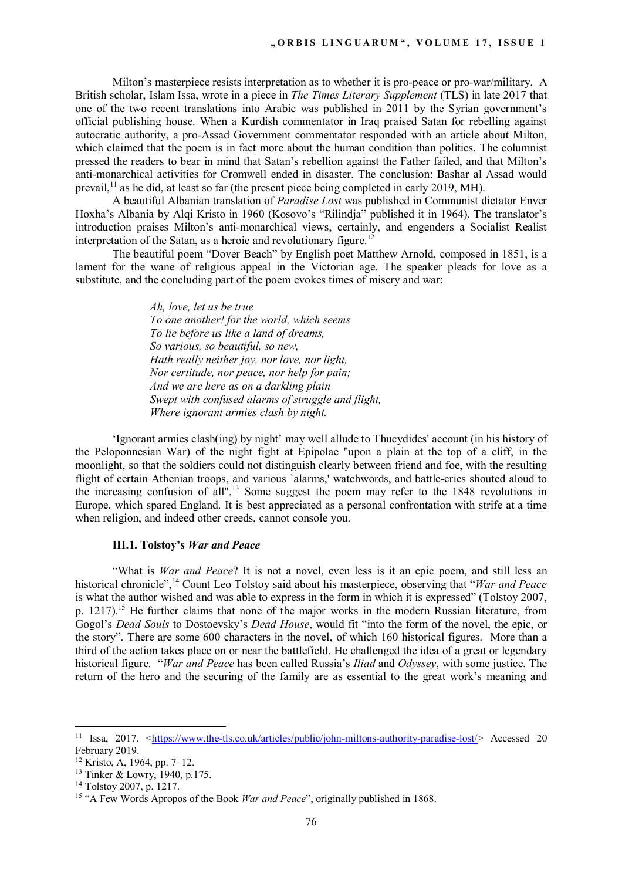Milton's masterpiece resists interpretation as to whether it is pro-peace or pro-war/military. A British scholar, Islam Issa, wrote in a piece in *The Times Literary Supplement* (TLS) in late 2017 that one of the two recent translations into Arabic was published in 2011 by the Syrian government's official publishing house. When a Kurdish commentator in Iraq praised Satan for rebelling against autocratic authority, a pro-Assad Government commentator responded with an article about Milton, which claimed that the poem is in fact more about the human condition than politics. The columnist pressed the readers to bear in mind that Satan's rebellion against the Father failed, and that Milton's anti-monarchical activities for Cromwell ended in disaster. The conclusion: Bashar al Assad would prevail,[11] as he did, at least so far (the present piece being completed in early 2019, MH).

A beautiful Albanian translation of *Paradise Lost* was published in Communist dictator Enver Hoxha's Albania by Alqi Kristo in 1960 (Kosovo's "Rilindja" published it in 1964). The translator's introduction praises Milton's anti-monarchical views, certainly, and engenders a Socialist Realist interpretation of the Satan, as a heroic and revolutionary figure.[12]

The beautiful poem "Dover Beach" by English poet Matthew Arnold, composed in 1851, is a lament for the wane of religious appeal in the Victorian age. The speaker pleads for love as a substitute, and the concluding part of the poem evokes times of misery and war:

> *Ah, love, let us be true*
> *To one another! for the world, which seems*
> *To lie before us like a land of dreams,*
> *So various, so beautiful, so new,*
> *Hath really neither joy, nor love, nor light,*
> *Nor certitude, nor peace, nor help for pain;*
> *And we are here as on a darkling plain*
> *Swept with confused alarms of struggle and flight,*
> *Where ignorant armies clash by night.*

'Ignorant armies clash(ing) by night' may well allude to Thucydides' account (in his history of the Peloponnesian War) of the night fight at Epipolae "upon a plain at the top of a cliff, in the moonlight, so that the soldiers could not distinguish clearly between friend and foe, with the resulting flight of certain Athenian troops, and various `alarms,' watchwords, and battle-cries shouted aloud to the increasing confusion of all".[13] Some suggest the poem may refer to the 1848 revolutions in Europe, which spared England. It is best appreciated as a personal confrontation with strife at a time when religion, and indeed other creeds, cannot console you.

### III.1. Tolstoy's *War and Peace*

"What is *War and Peace*? It is not a novel, even less is it an epic poem, and still less an historical chronicle",[14] Count Leo Tolstoy said about his masterpiece, observing that "*War and Peace* is what the author wished and was able to express in the form in which it is expressed" (Tolstoy 2007, p. 1217).[15] He further claims that none of the major works in the modern Russian literature, from Gogol's *Dead Souls* to Dostoevsky's *Dead House*, would fit "into the form of the novel, the epic, or the story". There are some 600 characters in the novel, of which 160 historical figures. More than a third of the action takes place on or near the battlefield. He challenged the idea of a great or legendary historical figure. "*War and Peace* has been called Russia's *Iliad* and *Odyssey*, with some justice. The return of the hero and the securing of the family are as essential to the great work's meaning and

---

[11] Issa, 2017. <https://www.the-tls.co.uk/articles/public/john-miltons-authority-paradise-lost/> Accessed 20 February 2019.

[12] Kristo, A, 1964, pp. 7–12.

[13] Tinker & Lowry, 1940, p.175.

[14] Tolstoy 2007, p. 1217.

[15] "A Few Words Apropos of the Book *War and Peace*", originally published in 1868.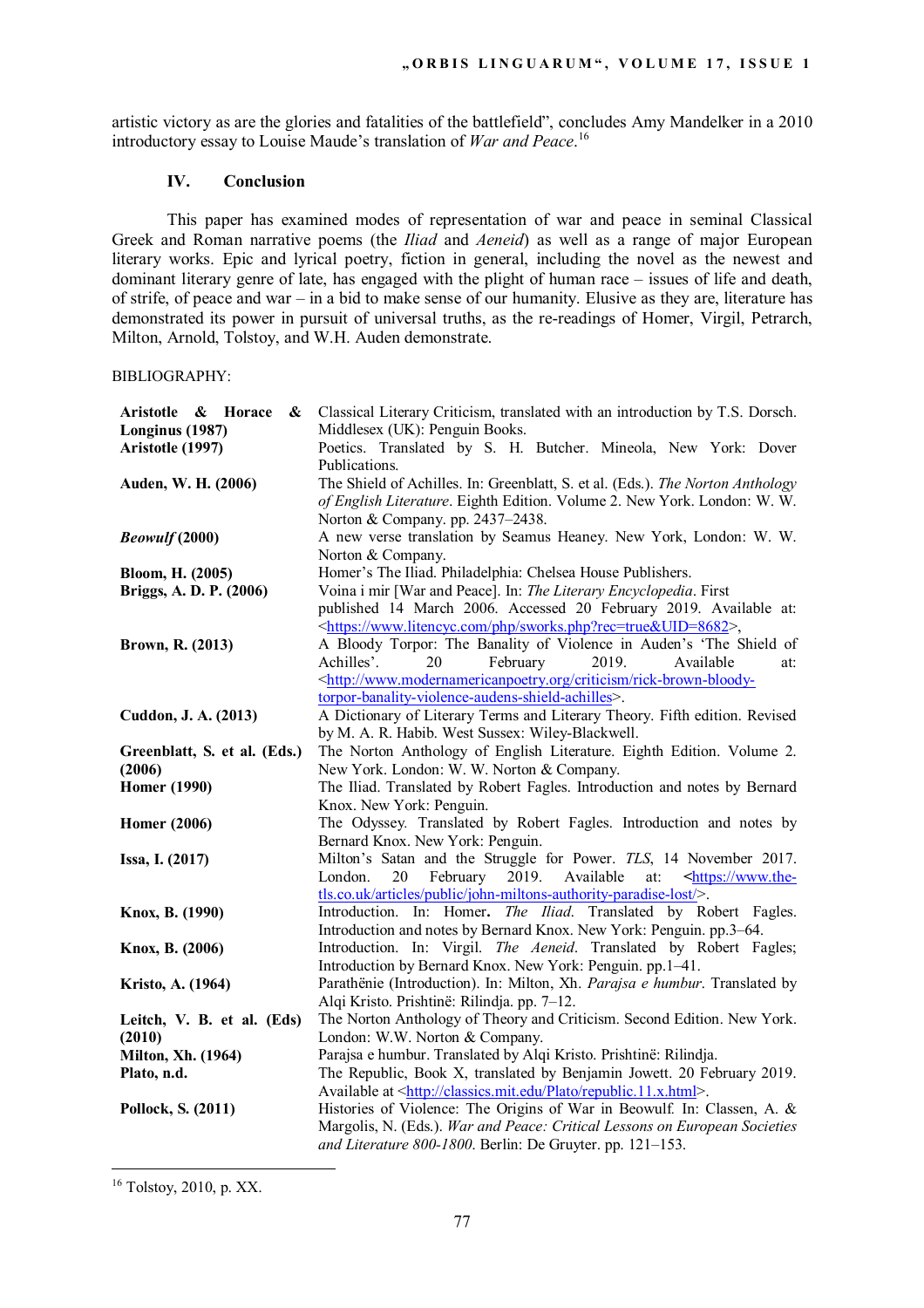artistic victory as are the glories and fatalities of the battlefield", concludes Amy Mandelker in a 2010 introductory essay to Louise Maude's translation of *War and Peace*.[16]

## IV. Conclusion

This paper has examined modes of representation of war and peace in seminal Classical Greek and Roman narrative poems (the *Iliad* and *Aeneid*) as well as a range of major European literary works. Epic and lyrical poetry, fiction in general, including the novel as the newest and dominant literary genre of late, has engaged with the plight of human race – issues of life and death, of strife, of peace and war – in a bid to make sense of our humanity. Elusive as they are, literature has demonstrated its power in pursuit of universal truths, as the re-readings of Homer, Virgil, Petrarch, Milton, Arnold, Tolstoy, and W.H. Auden demonstrate.

BIBLIOGRAPHY:

| | |
|---|---|
| **Aristotle & Horace & Longinus (1987)** | Classical Literary Criticism, translated with an introduction by T.S. Dorsch. Middlesex (UK): Penguin Books. |
| **Aristotle (1997)** | Poetics. Translated by S. H. Butcher. Mineola, New York: Dover Publications. |
| **Auden, W. H. (2006)** | The Shield of Achilles. In: Greenblatt, S. et al. (Eds.). *The Norton Anthology of English Literature*. Eighth Edition. Volume 2. New York. London: W. W. Norton & Company. pp. 2437–2438. |
| ***Beowulf* (2000)** | A new verse translation by Seamus Heaney. New York, London: W. W. Norton & Company. |
| **Bloom, H. (2005)** | Homer's The Iliad. Philadelphia: Chelsea House Publishers. |
| **Briggs, A. D. P. (2006)** | Voina i mir [War and Peace]. In: *The Literary Encyclopedia*. First published 14 March 2006. Accessed 20 February 2019. Available at: <https://www.litencyc.com/php/sworks.php?rec=true&UID=8682>, |
| **Brown, R. (2013)** | A Bloody Torpor: The Banality of Violence in Auden's 'The Shield of Achilles'. 20 February 2019. Available at: <http://www.modernamericanpoetry.org/criticism/rick-brown-bloody-torpor-banality-violence-audens-shield-achilles>. |
| **Cuddon, J. A. (2013)** | A Dictionary of Literary Terms and Literary Theory. Fifth edition. Revised by M. A. R. Habib. West Sussex: Wiley-Blackwell. |
| **Greenblatt, S. et al. (Eds.) (2006)** | The Norton Anthology of English Literature. Eighth Edition. Volume 2. New York. London: W. W. Norton & Company. |
| **Homer (1990)** | The Iliad. Translated by Robert Fagles. Introduction and notes by Bernard Knox. New York: Penguin. |
| **Homer (2006)** | The Odyssey. Translated by Robert Fagles. Introduction and notes by Bernard Knox. New York: Penguin. |
| **Issa, I. (2017)** | Milton's Satan and the Struggle for Power. *TLS*, 14 November 2017. London. 20 February 2019. Available at: <https://www.the-tls.co.uk/articles/public/john-miltons-authority-paradise-lost/>. |
| **Knox, B. (1990)** | Introduction. In: Homer. *The Iliad*. Translated by Robert Fagles. Introduction and notes by Bernard Knox. New York: Penguin. pp.3–64. |
| **Knox, B. (2006)** | Introduction. In: Virgil. *The Aeneid*. Translated by Robert Fagles; Introduction by Bernard Knox. New York: Penguin. pp.1–41. |
| **Kristo, A. (1964)** | Parathënie (Introduction). In: Milton, Xh. *Parajsa e humbur*. Translated by Alqi Kristo. Prishtinë: Rilindja. pp. 7–12. |
| **Leitch, V. B. et al. (Eds) (2010)** | The Norton Anthology of Theory and Criticism. Second Edition. New York. London: W.W. Norton & Company. |
| **Milton, Xh. (1964)** | Parajsa e humbur. Translated by Alqi Kristo. Prishtinë: Rilindja. |
| **Plato, n.d.** | The Republic, Book X, translated by Benjamin Jowett. 20 February 2019. Available at <http://classics.mit.edu/Plato/republic.11.x.html>. |
| **Pollock, S. (2011)** | Histories of Violence: The Origins of War in Beowulf. In: Classen, A. & Margolis, N. (Eds.). *War and Peace: Critical Lessons on European Societies and Literature 800-1800*. Berlin: De Gruyter. pp. 121–153. |

[16] Tolstoy, 2010, p. XX.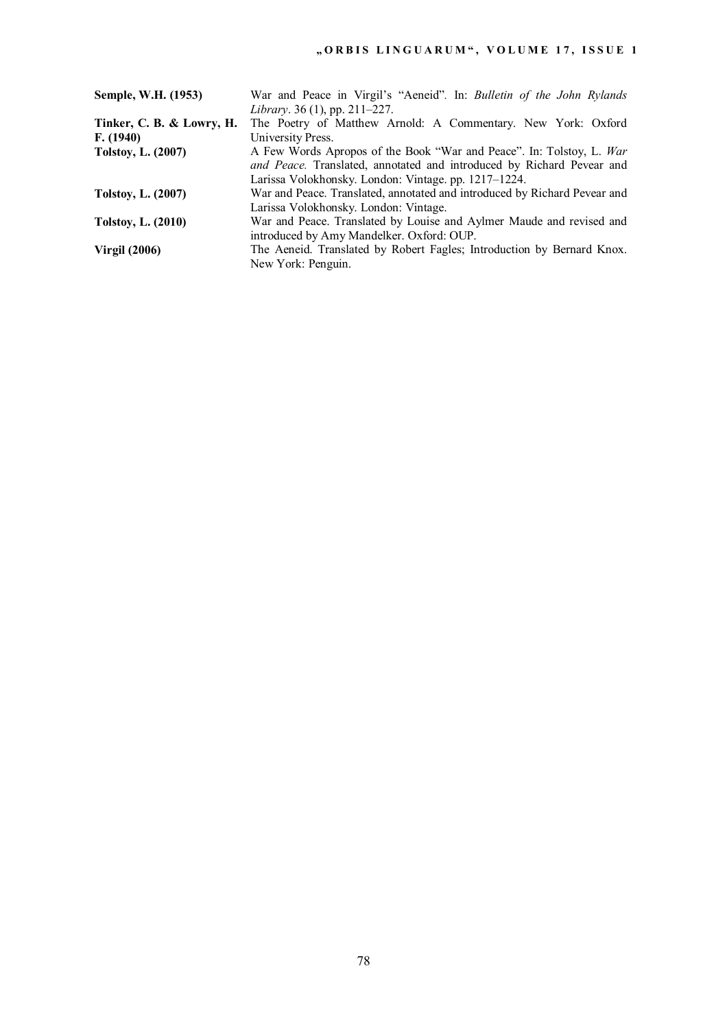**Semple, W.H. (1953)** War and Peace in Virgil's "Aeneid". In: *Bulletin of the John Rylands Library*. 36 (1), pp. 211–227.

**Tinker, C. B. & Lowry, H. F. (1940)** The Poetry of Matthew Arnold: A Commentary. New York: Oxford University Press.

**Tolstoy, L. (2007)** A Few Words Apropos of the Book "War and Peace". In: Tolstoy, L. *War and Peace.* Translated, annotated and introduced by Richard Pevear and Larissa Volokhonsky. London: Vintage. pp. 1217–1224.

**Tolstoy, L. (2007)** War and Peace. Translated, annotated and introduced by Richard Pevear and Larissa Volokhonsky. London: Vintage.

**Tolstoy, L. (2010)** War and Peace. Translated by Louise and Aylmer Maude and revised and introduced by Amy Mandelker. Oxford: OUP.

**Virgil (2006)** The Aeneid. Translated by Robert Fagles; Introduction by Bernard Knox. New York: Penguin.